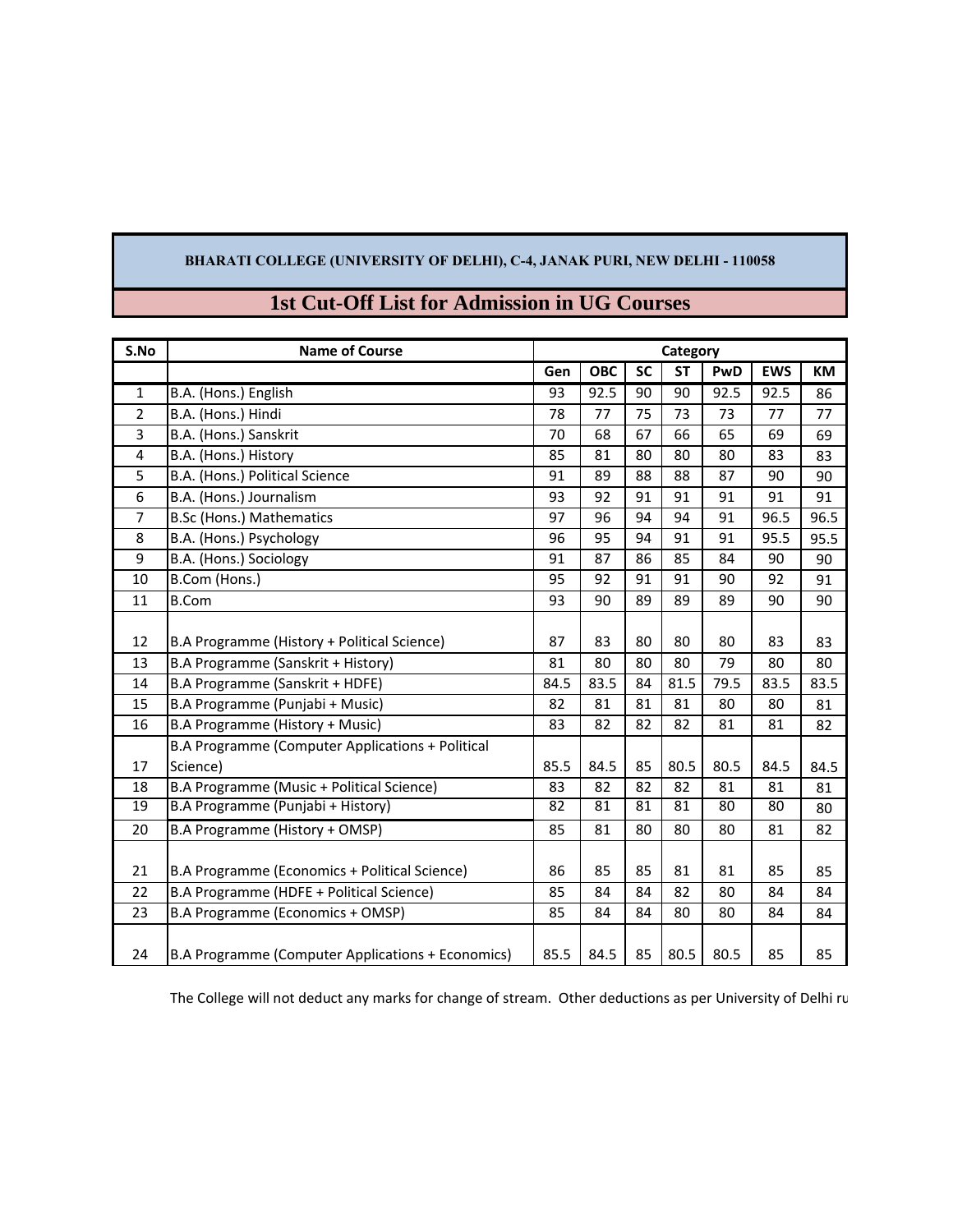**BHARATI COLLEGE (UNIVERSITY OF DELHI), C-4, JANAK PURI, NEW DELHI - 110058**

# 1st Cut-Off List for Admission in UG Courses

| S.No | Name of Course | Category | | | | | | |
|---|---|---|---|---|---|---|---|---|
| | | Gen | OBC | SC | ST | PwD | EWS | KM |
| 1 | B.A. (Hons.) English | 93 | 92.5 | 90 | 90 | 92.5 | 92.5 | 86 |
| 2 | B.A. (Hons.) Hindi | 78 | 77 | 75 | 73 | 73 | 77 | 77 |
| 3 | B.A. (Hons.) Sanskrit | 70 | 68 | 67 | 66 | 65 | 69 | 69 |
| 4 | B.A. (Hons.) History | 85 | 81 | 80 | 80 | 80 | 83 | 83 |
| 5 | B.A. (Hons.) Political Science | 91 | 89 | 88 | 88 | 87 | 90 | 90 |
| 6 | B.A. (Hons.) Journalism | 93 | 92 | 91 | 91 | 91 | 91 | 91 |
| 7 | B.Sc (Hons.) Mathematics | 97 | 96 | 94 | 94 | 91 | 96.5 | 96.5 |
| 8 | B.A. (Hons.) Psychology | 96 | 95 | 94 | 91 | 91 | 95.5 | 95.5 |
| 9 | B.A. (Hons.) Sociology | 91 | 87 | 86 | 85 | 84 | 90 | 90 |
| 10 | B.Com (Hons.) | 95 | 92 | 91 | 91 | 90 | 92 | 91 |
| 11 | B.Com | 93 | 90 | 89 | 89 | 89 | 90 | 90 |
| 12 | B.A Programme (History + Political Science) | 87 | 83 | 80 | 80 | 80 | 83 | 83 |
| 13 | B.A Programme (Sanskrit + History) | 81 | 80 | 80 | 80 | 79 | 80 | 80 |
| 14 | B.A Programme (Sanskrit + HDFE) | 84.5 | 83.5 | 84 | 81.5 | 79.5 | 83.5 | 83.5 |
| 15 | B.A Programme (Punjabi + Music) | 82 | 81 | 81 | 81 | 80 | 80 | 81 |
| 16 | B.A Programme (History + Music) | 83 | 82 | 82 | 82 | 81 | 81 | 82 |
| 17 | B.A Programme (Computer Applications + Political Science) | 85.5 | 84.5 | 85 | 80.5 | 80.5 | 84.5 | 84.5 |
| 18 | B.A Programme (Music + Political Science) | 83 | 82 | 82 | 82 | 81 | 81 | 81 |
| 19 | B.A Programme (Punjabi + History) | 82 | 81 | 81 | 81 | 80 | 80 | 80 |
| 20 | B.A Programme (History + OMSP) | 85 | 81 | 80 | 80 | 80 | 81 | 82 |
| 21 | B.A Programme (Economics + Political Science) | 86 | 85 | 85 | 81 | 81 | 85 | 85 |
| 22 | B.A Programme (HDFE + Political Science) | 85 | 84 | 84 | 82 | 80 | 84 | 84 |
| 23 | B.A Programme (Economics + OMSP) | 85 | 84 | 84 | 80 | 80 | 84 | 84 |
| 24 | B.A Programme (Computer Applications + Economics) | 85.5 | 84.5 | 85 | 80.5 | 80.5 | 85 | 85 |

The College will not deduct any marks for change of stream. Other deductions as per University of Delhi ru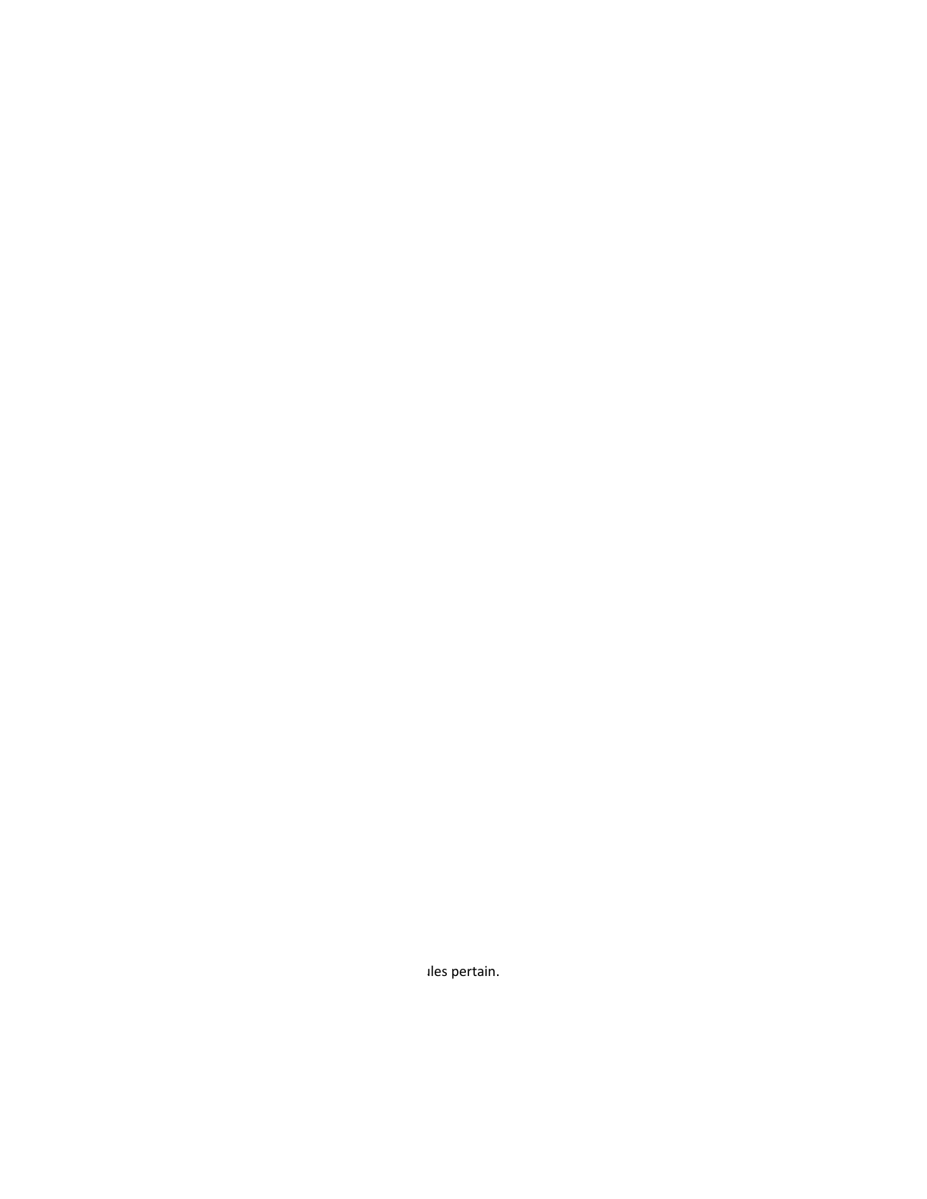ıles pertain.